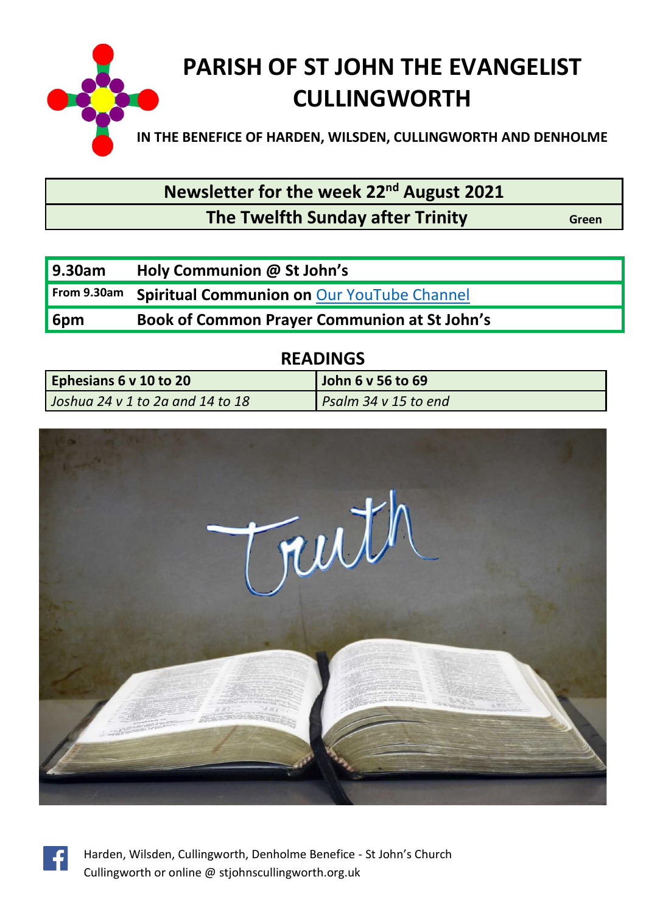# PARISH OF ST JOHN THE EVANGELIST CULLINGWORTH

**IN THE BENEFICE OF HARDEN, WILSDEN, CULLINGWORTH AND DENHOLME**

| Newsletter for the week 22nd August 2021 | |
|---|---|
| **The Twelfth Sunday after Trinity** | **Green** |

| | |
|---|---|
| **9.30am** | **Holy Communion @ St John's** |
| **From 9.30am** | **Spiritual Communion on** Our YouTube Channel |
| **6pm** | **Book of Common Prayer Communion at St John's** |

## READINGS

| **Ephesians 6 v 10 to 20** | **John 6 v 56 to 69** |
|---|---|
| *Joshua 24 v 1 to 2a and 14 to 18* | *Psalm 34 v 15 to end* |

Harden, Wilsden, Cullingworth, Denholme Benefice - St John's Church Cullingworth or online @ stjohnscullingworth.org.uk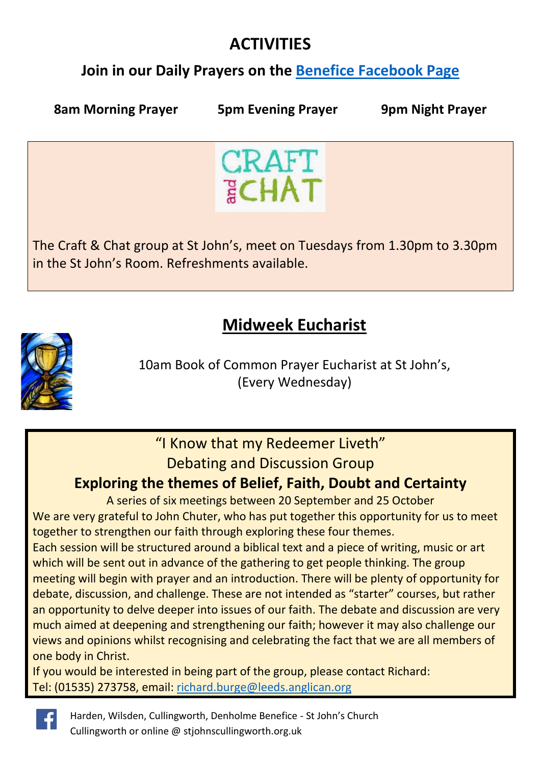# ACTIVITIES

## Join in our Daily Prayers on the Benefice Facebook Page

**8am Morning Prayer** **5pm Evening Prayer** **9pm Night Prayer**

The Craft & Chat group at St John's, meet on Tuesdays from 1.30pm to 3.30pm in the St John's Room. Refreshments available.

## Midweek Eucharist

10am Book of Common Prayer Eucharist at St John's, (Every Wednesday)

"I Know that my Redeemer Liveth"

Debating and Discussion Group

**Exploring the themes of Belief, Faith, Doubt and Certainty**

A series of six meetings between 20 September and 25 October

We are very grateful to John Chuter, who has put together this opportunity for us to meet together to strengthen our faith through exploring these four themes.

Each session will be structured around a biblical text and a piece of writing, music or art which will be sent out in advance of the gathering to get people thinking. The group meeting will begin with prayer and an introduction. There will be plenty of opportunity for debate, discussion, and challenge. These are not intended as "starter" courses, but rather an opportunity to delve deeper into issues of our faith. The debate and discussion are very much aimed at deepening and strengthening our faith; however it may also challenge our views and opinions whilst recognising and celebrating the fact that we are all members of one body in Christ.

If you would be interested in being part of the group, please contact Richard: Tel: (01535) 273758, email: richard.burge@leeds.anglican.org

Harden, Wilsden, Cullingworth, Denholme Benefice - St John's Church Cullingworth or online @ stjohnscullingworth.org.uk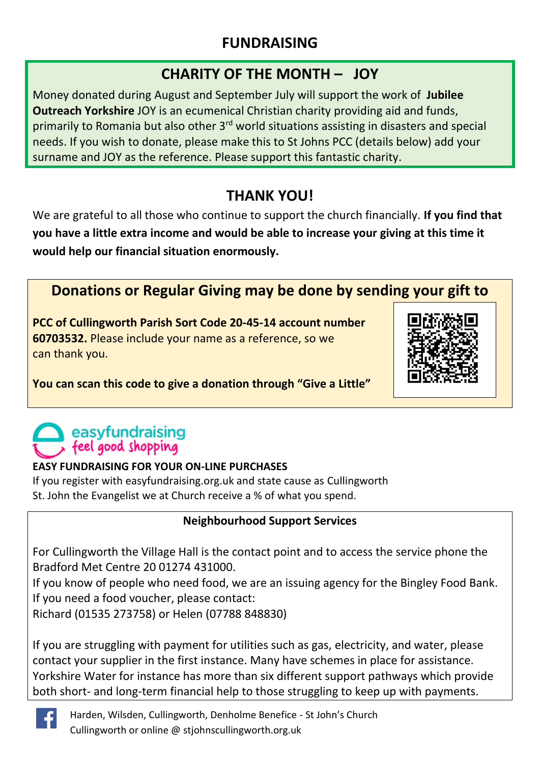# FUNDRAISING

## CHARITY OF THE MONTH – JOY

Money donated during August and September July will support the work of **Jubilee Outreach Yorkshire** JOY is an ecumenical Christian charity providing aid and funds, primarily to Romania but also other 3rd world situations assisting in disasters and special needs. If you wish to donate, please make this to St Johns PCC (details below) add your surname and JOY as the reference. Please support this fantastic charity.

## THANK YOU!

We are grateful to all those who continue to support the church financially. **If you find that you have a little extra income and would be able to increase your giving at this time it would help our financial situation enormously.**

## Donations or Regular Giving may be done by sending your gift to

**PCC of Cullingworth Parish Sort Code 20-45-14 account number 60703532.** Please include your name as a reference, so we can thank you.

**You can scan this code to give a donation through "Give a Little"**

easyfundraising
feel good shopping

**EASY FUNDRAISING FOR YOUR ON-LINE PURCHASES**

If you register with easyfundraising.org.uk and state cause as Cullingworth St. John the Evangelist we at Church receive a % of what you spend.

**Neighbourhood Support Services**

For Cullingworth the Village Hall is the contact point and to access the service phone the Bradford Met Centre 20 01274 431000.
If you know of people who need food, we are an issuing agency for the Bingley Food Bank.
If you need a food voucher, please contact:
Richard (01535 273758) or Helen (07788 848830)

If you are struggling with payment for utilities such as gas, electricity, and water, please contact your supplier in the first instance. Many have schemes in place for assistance. Yorkshire Water for instance has more than six different support pathways which provide both short- and long-term financial help to those struggling to keep up with payments.

Harden, Wilsden, Cullingworth, Denholme Benefice - St John's Church Cullingworth or online @ stjohnscullingworth.org.uk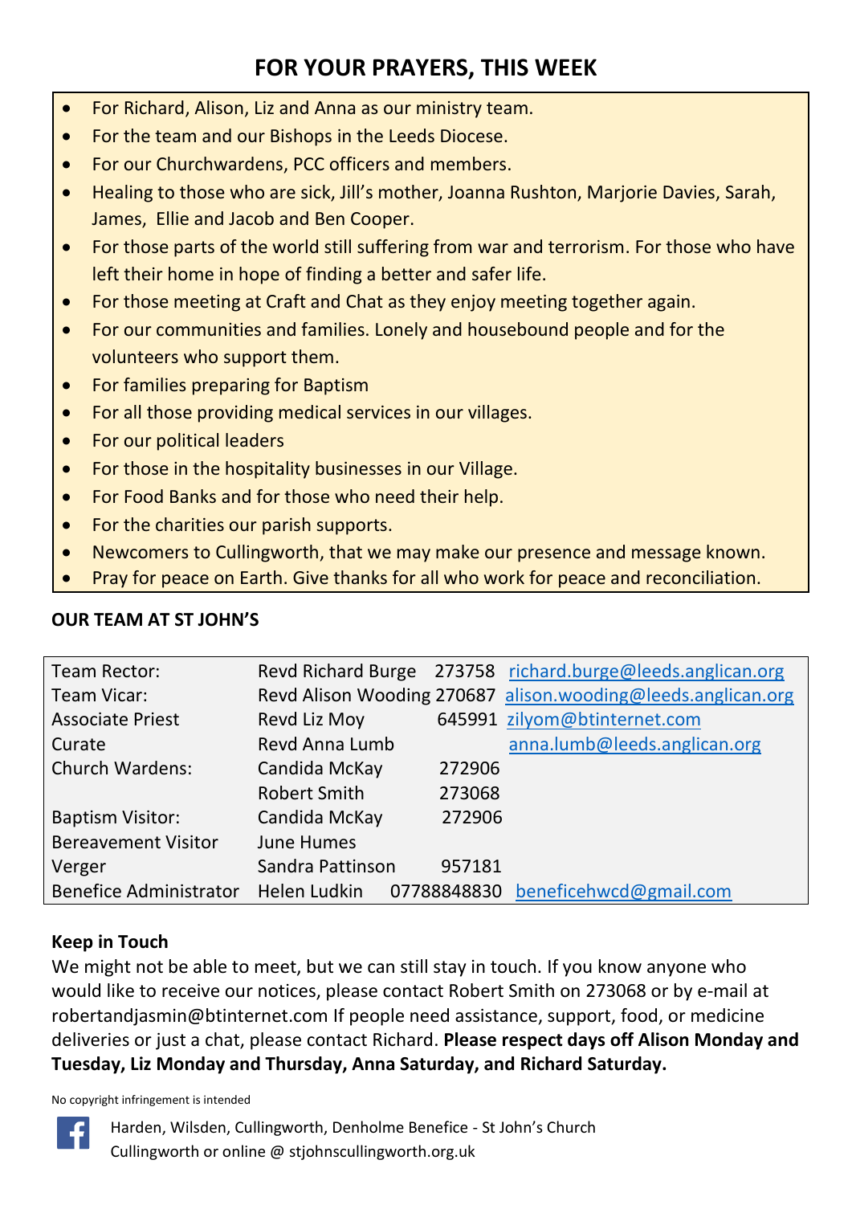## FOR YOUR PRAYERS, THIS WEEK

- For Richard, Alison, Liz and Anna as our ministry team.
- For the team and our Bishops in the Leeds Diocese.
- For our Churchwardens, PCC officers and members.
- Healing to those who are sick, Jill's mother, Joanna Rushton, Marjorie Davies, Sarah, James, Ellie and Jacob and Ben Cooper.
- For those parts of the world still suffering from war and terrorism. For those who have left their home in hope of finding a better and safer life.
- For those meeting at Craft and Chat as they enjoy meeting together again.
- For our communities and families. Lonely and housebound people and for the volunteers who support them.
- For families preparing for Baptism
- For all those providing medical services in our villages.
- For our political leaders
- For those in the hospitality businesses in our Village.
- For Food Banks and for those who need their help.
- For the charities our parish supports.
- Newcomers to Cullingworth, that we may make our presence and message known.
- Pray for peace on Earth. Give thanks for all who work for peace and reconciliation.

**OUR TEAM AT ST JOHN'S**

| | | | |
|---|---|---|---|
| Team Rector: | Revd Richard Burge | 273758 | richard.burge@leeds.anglican.org |
| Team Vicar: | Revd Alison Wooding | 270687 | alison.wooding@leeds.anglican.org |
| Associate Priest | Revd Liz Moy | 645991 | zilyom@btinternet.com |
| Curate | Revd Anna Lumb | | anna.lumb@leeds.anglican.org |
| Church Wardens: | Candida McKay | 272906 | |
| | Robert Smith | 273068 | |
| Baptism Visitor: | Candida McKay | 272906 | |
| Bereavement Visitor | June Humes | | |
| Verger | Sandra Pattinson | 957181 | |
| Benefice Administrator | Helen Ludkin | 07788848830 | beneficehwcd@gmail.com |

**Keep in Touch**

We might not be able to meet, but we can still stay in touch. If you know anyone who would like to receive our notices, please contact Robert Smith on 273068 or by e-mail at robertandjasmin@btinternet.com If people need assistance, support, food, or medicine deliveries or just a chat, please contact Richard. **Please respect days off Alison Monday and Tuesday, Liz Monday and Thursday, Anna Saturday, and Richard Saturday.**

No copyright infringement is intended

Harden, Wilsden, Cullingworth, Denholme Benefice - St John's Church Cullingworth or online @ stjohnscullingworth.org.uk